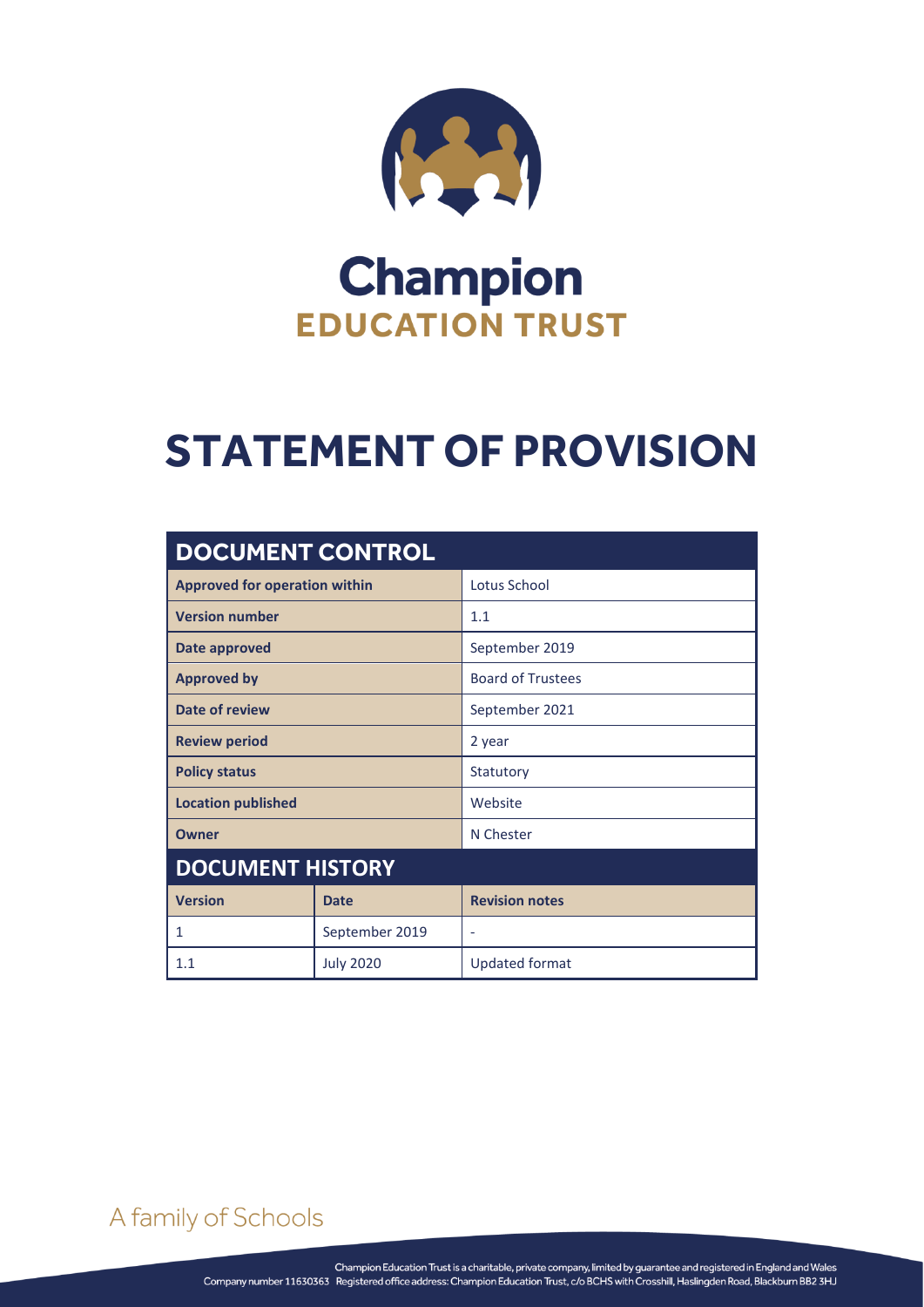# Champion

## EDUCATION TRUST

# STATEMENT OF PROVISION

| DOCUMENT CONTROL | | |
|---|---|---|
| **Approved for operation within** | | Lotus School |
| **Version number** | | 1.1 |
| **Date approved** | | September 2019 |
| **Approved by** | | Board of Trustees |
| **Date of review** | | September 2021 |
| **Review period** | | 2 year |
| **Policy status** | | Statutory |
| **Location published** | | Website |
| **Owner** | | N Chester |
| **DOCUMENT HISTORY** | | |
| **Version** | **Date** | **Revision notes** |
| 1 | September 2019 | - |
| 1.1 | July 2020 | Updated format |

A family of Schools

Champion Education Trust is a charitable, private company, limited by guarantee and registered in England and Wales
Company number 11630363 Registered office address: Champion Education Trust, c/o BCHS with Crosshill, Haslingden Road, Blackburn BB2 3HJ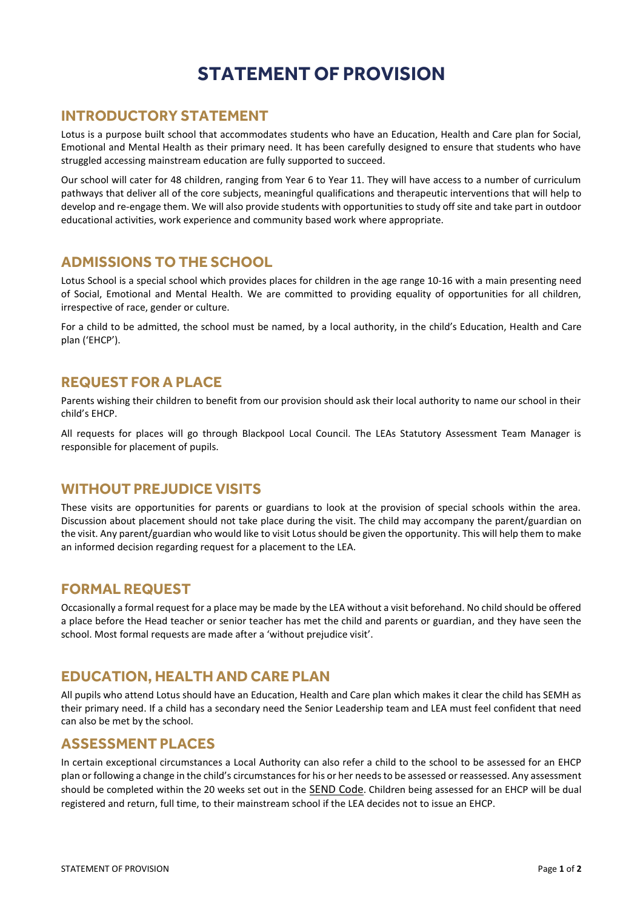# STATEMENT OF PROVISION

## INTRODUCTORY STATEMENT

Lotus is a purpose built school that accommodates students who have an Education, Health and Care plan for Social, Emotional and Mental Health as their primary need. It has been carefully designed to ensure that students who have struggled accessing mainstream education are fully supported to succeed.

Our school will cater for 48 children, ranging from Year 6 to Year 11. They will have access to a number of curriculum pathways that deliver all of the core subjects, meaningful qualifications and therapeutic interventions that will help to develop and re-engage them. We will also provide students with opportunities to study off site and take part in outdoor educational activities, work experience and community based work where appropriate.

## ADMISSIONS TO THE SCHOOL

Lotus School is a special school which provides places for children in the age range 10-16 with a main presenting need of Social, Emotional and Mental Health. We are committed to providing equality of opportunities for all children, irrespective of race, gender or culture.

For a child to be admitted, the school must be named, by a local authority, in the child's Education, Health and Care plan ('EHCP').

## REQUEST FOR A PLACE

Parents wishing their children to benefit from our provision should ask their local authority to name our school in their child's EHCP.

All requests for places will go through Blackpool Local Council. The LEAs Statutory Assessment Team Manager is responsible for placement of pupils.

## WITHOUT PREJUDICE VISITS

These visits are opportunities for parents or guardians to look at the provision of special schools within the area. Discussion about placement should not take place during the visit. The child may accompany the parent/guardian on the visit. Any parent/guardian who would like to visit Lotus should be given the opportunity. This will help them to make an informed decision regarding request for a placement to the LEA.

## FORMAL REQUEST

Occasionally a formal request for a place may be made by the LEA without a visit beforehand. No child should be offered a place before the Head teacher or senior teacher has met the child and parents or guardian, and they have seen the school. Most formal requests are made after a 'without prejudice visit'.

## EDUCATION, HEALTH AND CARE PLAN

All pupils who attend Lotus should have an Education, Health and Care plan which makes it clear the child has SEMH as their primary need. If a child has a secondary need the Senior Leadership team and LEA must feel confident that need can also be met by the school.

## ASSESSMENT PLACES

In certain exceptional circumstances a Local Authority can also refer a child to the school to be assessed for an EHCP plan or following a change in the child's circumstances for his or her needs to be assessed or reassessed. Any assessment should be completed within the 20 weeks set out in the SEND Code. Children being assessed for an EHCP will be dual registered and return, full time, to their mainstream school if the LEA decides not to issue an EHCP.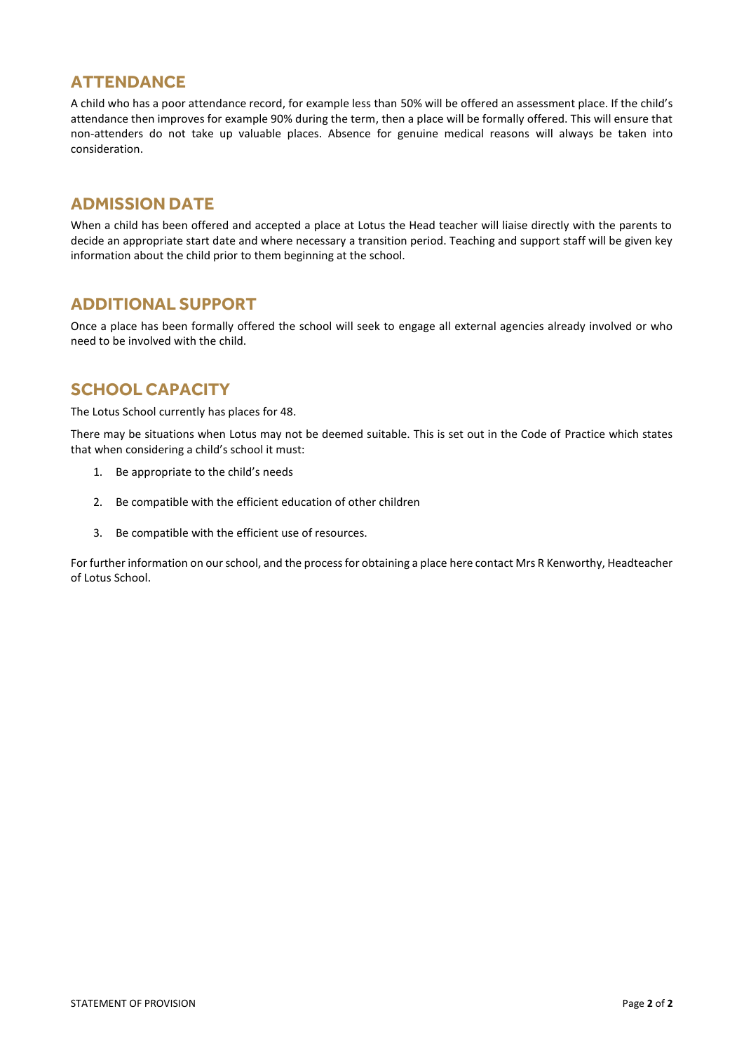## ATTENDANCE

A child who has a poor attendance record, for example less than 50% will be offered an assessment place. If the child's attendance then improves for example 90% during the term, then a place will be formally offered. This will ensure that non-attenders do not take up valuable places. Absence for genuine medical reasons will always be taken into consideration.

## ADMISSION DATE

When a child has been offered and accepted a place at Lotus the Head teacher will liaise directly with the parents to decide an appropriate start date and where necessary a transition period. Teaching and support staff will be given key information about the child prior to them beginning at the school.

## ADDITIONAL SUPPORT

Once a place has been formally offered the school will seek to engage all external agencies already involved or who need to be involved with the child.

## SCHOOL CAPACITY

The Lotus School currently has places for 48.

There may be situations when Lotus may not be deemed suitable. This is set out in the Code of Practice which states that when considering a child's school it must:

1. Be appropriate to the child's needs
2. Be compatible with the efficient education of other children
3. Be compatible with the efficient use of resources.

For further information on our school, and the process for obtaining a place here contact Mrs R Kenworthy, Headteacher of Lotus School.